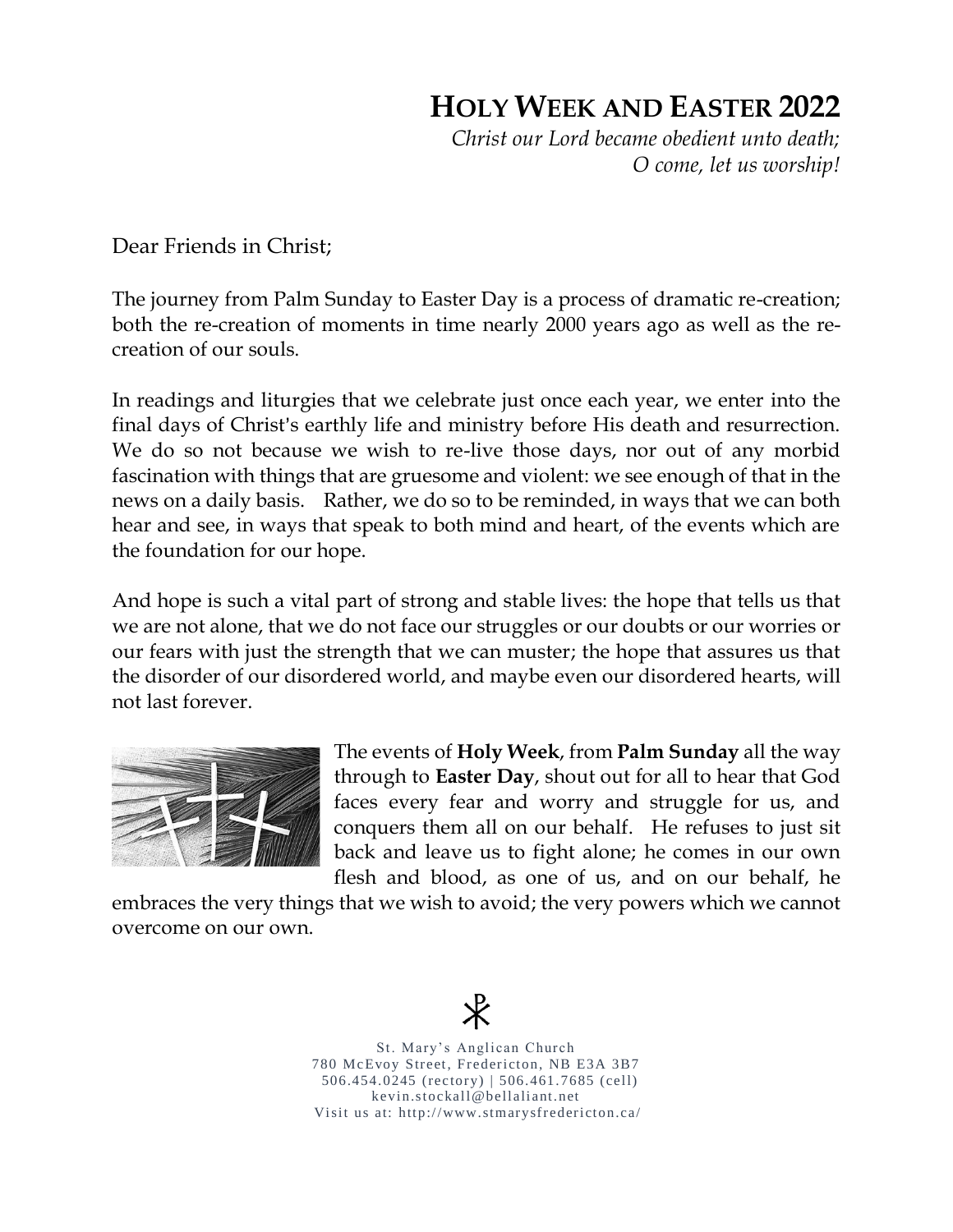# HOLY WEEK AND EASTER 2022

*Christ our Lord became obedient unto death;*
*O come, let us worship!*

Dear Friends in Christ;

The journey from Palm Sunday to Easter Day is a process of dramatic re-creation; both the re-creation of moments in time nearly 2000 years ago as well as the re-creation of our souls.

In readings and liturgies that we celebrate just once each year, we enter into the final days of Christ's earthly life and ministry before His death and resurrection. We do so not because we wish to re-live those days, nor out of any morbid fascination with things that are gruesome and violent: we see enough of that in the news on a daily basis. Rather, we do so to be reminded, in ways that we can both hear and see, in ways that speak to both mind and heart, of the events which are the foundation for our hope.

And hope is such a vital part of strong and stable lives: the hope that tells us that we are not alone, that we do not face our struggles or our doubts or our worries or our fears with just the strength that we can muster; the hope that assures us that the disorder of our disordered world, and maybe even our disordered hearts, will not last forever.

The events of **Holy Week**, from **Palm Sunday** all the way through to **Easter Day**, shout out for all to hear that God faces every fear and worry and struggle for us, and conquers them all on our behalf. He refuses to just sit back and leave us to fight alone; he comes in our own flesh and blood, as one of us, and on our behalf, he embraces the very things that we wish to avoid; the very powers which we cannot overcome on our own.

St. Mary's Anglican Church
780 McEvoy Street, Fredericton, NB E3A 3B7
506.454.0245 (rectory) | 506.461.7685 (cell)
kevin.stockall@bellaliant.net
Visit us at: http://www.stmarysfredericton.ca/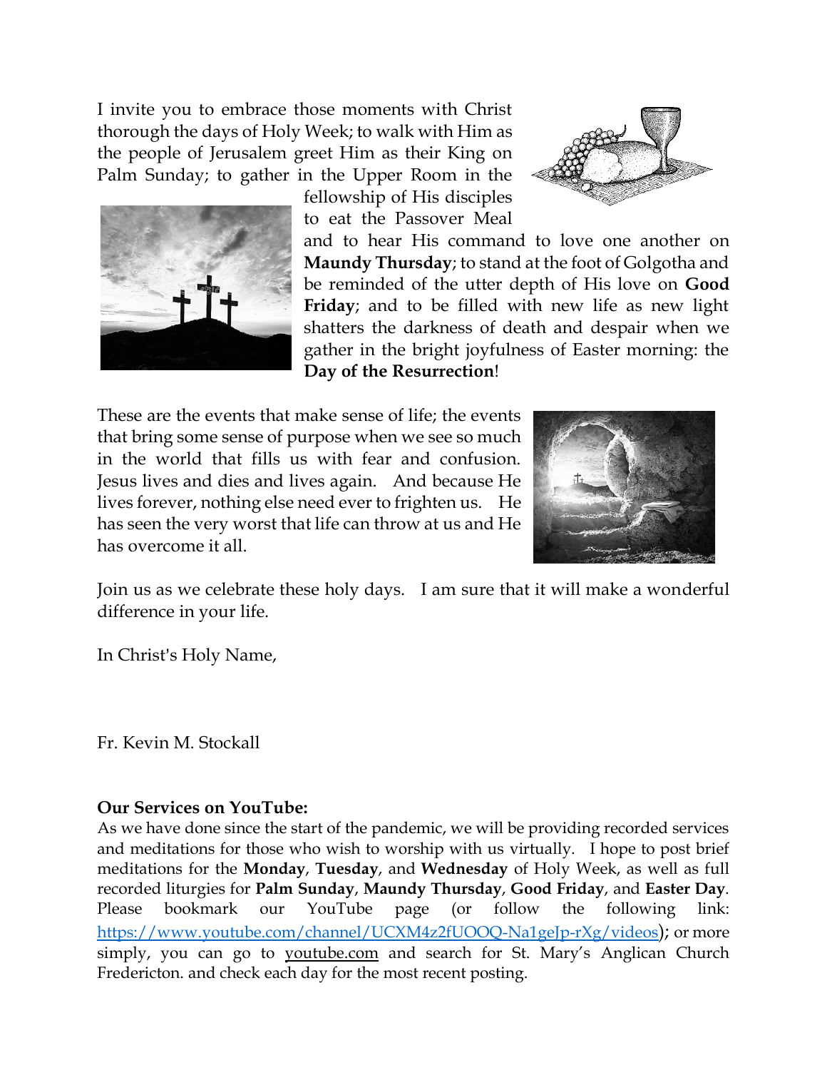I invite you to embrace those moments with Christ thorough the days of Holy Week; to walk with Him as the people of Jerusalem greet Him as their King on Palm Sunday; to gather in the Upper Room in the fellowship of His disciples to eat the Passover Meal and to hear His command to love one another on **Maundy Thursday**; to stand at the foot of Golgotha and be reminded of the utter depth of His love on **Good Friday**; and to be filled with new life as new light shatters the darkness of death and despair when we gather in the bright joyfulness of Easter morning: the **Day of the Resurrection**!

These are the events that make sense of life; the events that bring some sense of purpose when we see so much in the world that fills us with fear and confusion. Jesus lives and dies and lives again. And because He lives forever, nothing else need ever to frighten us. He has seen the very worst that life can throw at us and He has overcome it all.

Join us as we celebrate these holy days. I am sure that it will make a wonderful difference in your life.

In Christ's Holy Name,

Fr. Kevin M. Stockall

**Our Services on YouTube:**
As we have done since the start of the pandemic, we will be providing recorded services and meditations for those who wish to worship with us virtually. I hope to post brief meditations for the **Monday**, **Tuesday**, and **Wednesday** of Holy Week, as well as full recorded liturgies for **Palm Sunday**, **Maundy Thursday**, **Good Friday**, and **Easter Day**. Please bookmark our YouTube page (or follow the following link: https://www.youtube.com/channel/UCXM4z2fUOOQ-Na1geJp-rXg/videos); or more simply, you can go to youtube.com and search for St. Mary's Anglican Church Fredericton. and check each day for the most recent posting.